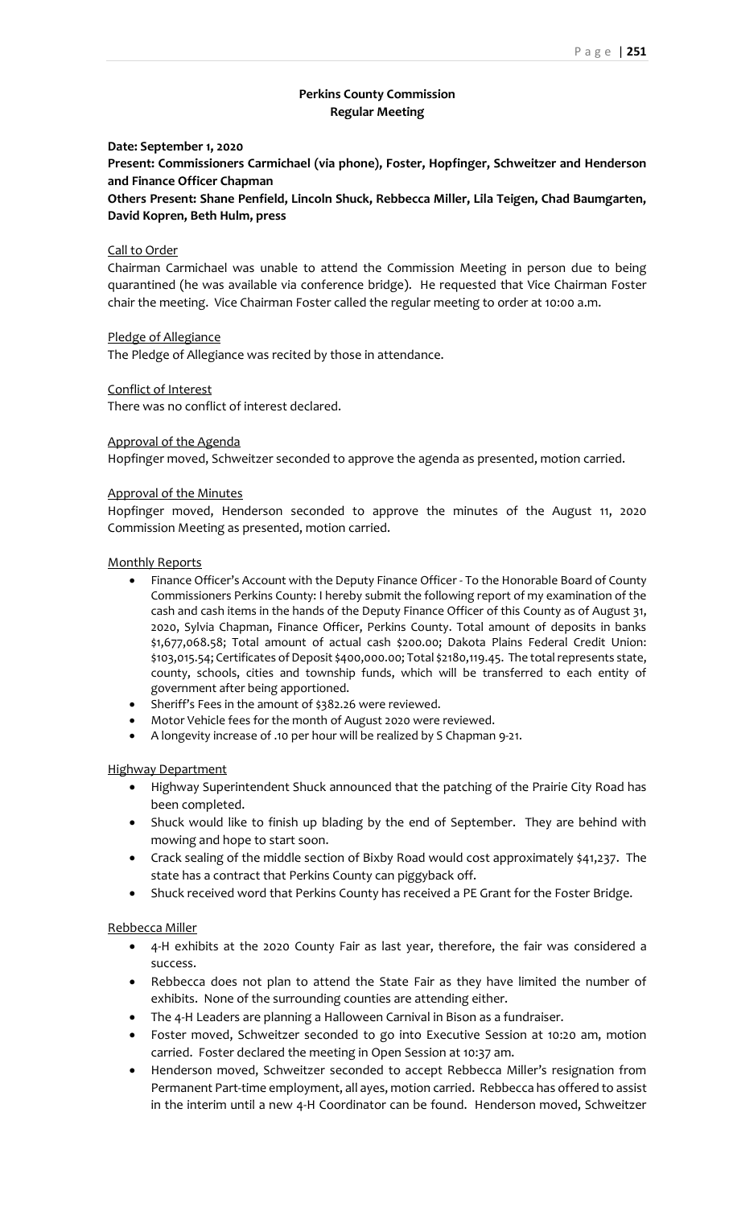**Perkins County Commission**
**Regular Meeting**

**Date: September 1, 2020**

**Present: Commissioners Carmichael (via phone), Foster, Hopfinger, Schweitzer and Henderson and Finance Officer Chapman**

**Others Present: Shane Penfield, Lincoln Shuck, Rebbecca Miller, Lila Teigen, Chad Baumgarten, David Kopren, Beth Hulm, press**

Call to Order

Chairman Carmichael was unable to attend the Commission Meeting in person due to being quarantined (he was available via conference bridge). He requested that Vice Chairman Foster chair the meeting. Vice Chairman Foster called the regular meeting to order at 10:00 a.m.

Pledge of Allegiance

The Pledge of Allegiance was recited by those in attendance.

Conflict of Interest

There was no conflict of interest declared.

Approval of the Agenda

Hopfinger moved, Schweitzer seconded to approve the agenda as presented, motion carried.

Approval of the Minutes

Hopfinger moved, Henderson seconded to approve the minutes of the August 11, 2020 Commission Meeting as presented, motion carried.

Monthly Reports

- Finance Officer's Account with the Deputy Finance Officer - To the Honorable Board of County Commissioners Perkins County: I hereby submit the following report of my examination of the cash and cash items in the hands of the Deputy Finance Officer of this County as of August 31, 2020, Sylvia Chapman, Finance Officer, Perkins County. Total amount of deposits in banks $1,677,068.58; Total amount of actual cash $200.00; Dakota Plains Federal Credit Union: $103,015.54; Certificates of Deposit $400,000.00; Total $2180,119.45. The total represents state, county, schools, cities and township funds, which will be transferred to each entity of government after being apportioned.
- Sheriff's Fees in the amount of $382.26 were reviewed.
- Motor Vehicle fees for the month of August 2020 were reviewed.
- A longevity increase of .10 per hour will be realized by S Chapman 9-21.

Highway Department

- Highway Superintendent Shuck announced that the patching of the Prairie City Road has been completed.
- Shuck would like to finish up blading by the end of September. They are behind with mowing and hope to start soon.
- Crack sealing of the middle section of Bixby Road would cost approximately $41,237. The state has a contract that Perkins County can piggyback off.
- Shuck received word that Perkins County has received a PE Grant for the Foster Bridge.

Rebbecca Miller

- 4-H exhibits at the 2020 County Fair as last year, therefore, the fair was considered a success.
- Rebbecca does not plan to attend the State Fair as they have limited the number of exhibits. None of the surrounding counties are attending either.
- The 4-H Leaders are planning a Halloween Carnival in Bison as a fundraiser.
- Foster moved, Schweitzer seconded to go into Executive Session at 10:20 am, motion carried. Foster declared the meeting in Open Session at 10:37 am.
- Henderson moved, Schweitzer seconded to accept Rebbecca Miller's resignation from Permanent Part-time employment, all ayes, motion carried. Rebbecca has offered to assist in the interim until a new 4-H Coordinator can be found. Henderson moved, Schweitzer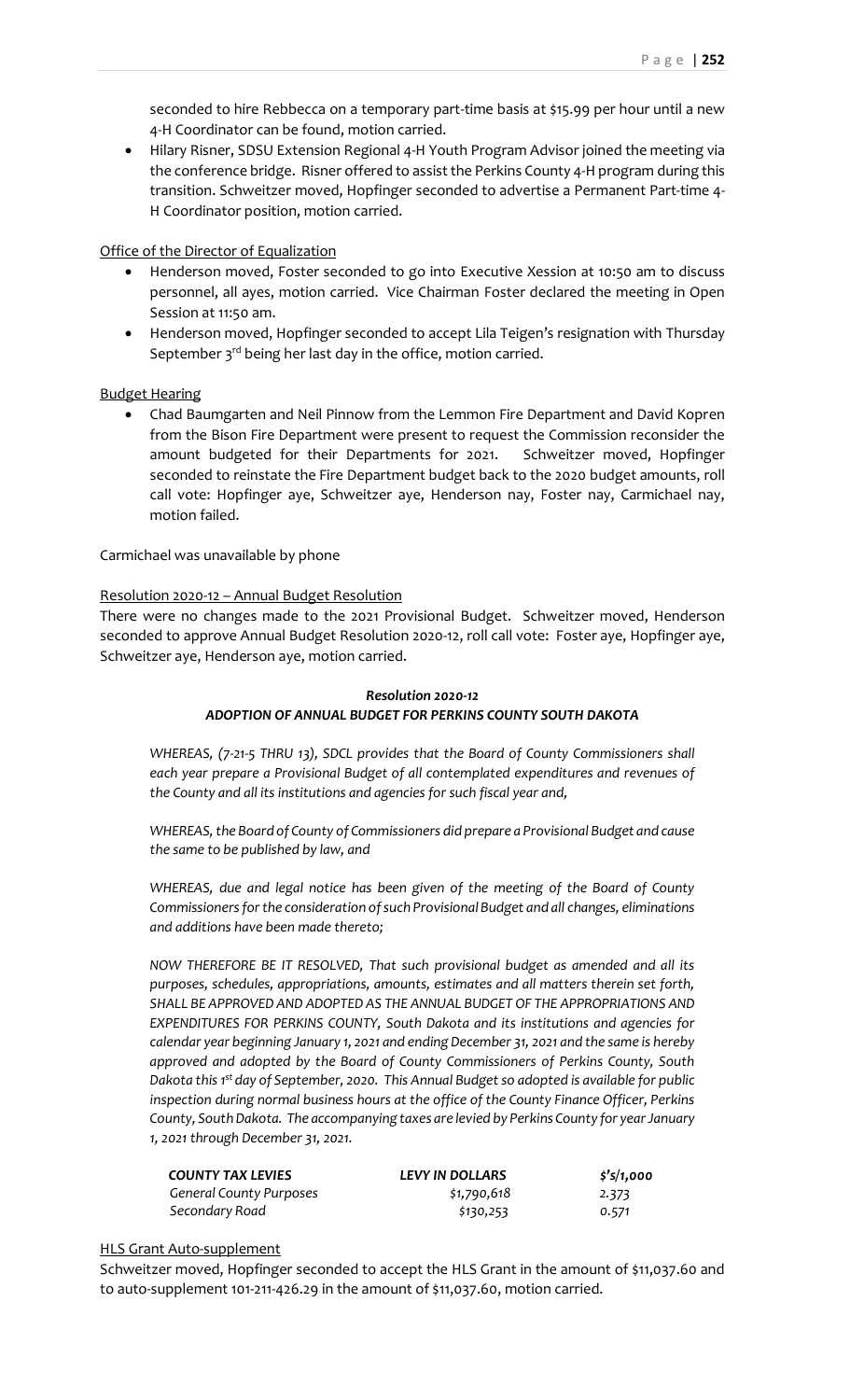seconded to hire Rebbecca on a temporary part-time basis at $15.99 per hour until a new 4-H Coordinator can be found, motion carried.

- Hilary Risner, SDSU Extension Regional 4-H Youth Program Advisor joined the meeting via the conference bridge. Risner offered to assist the Perkins County 4-H program during this transition. Schweitzer moved, Hopfinger seconded to advertise a Permanent Part-time 4-H Coordinator position, motion carried.

Office of the Director of Equalization

- Henderson moved, Foster seconded to go into Executive Xession at 10:50 am to discuss personnel, all ayes, motion carried. Vice Chairman Foster declared the meeting in Open Session at 11:50 am.
- Henderson moved, Hopfinger seconded to accept Lila Teigen's resignation with Thursday September 3rd being her last day in the office, motion carried.

Budget Hearing

- Chad Baumgarten and Neil Pinnow from the Lemmon Fire Department and David Kopren from the Bison Fire Department were present to request the Commission reconsider the amount budgeted for their Departments for 2021. Schweitzer moved, Hopfinger seconded to reinstate the Fire Department budget back to the 2020 budget amounts, roll call vote: Hopfinger aye, Schweitzer aye, Henderson nay, Foster nay, Carmichael nay, motion failed.

Carmichael was unavailable by phone

Resolution 2020-12 – Annual Budget Resolution

There were no changes made to the 2021 Provisional Budget. Schweitzer moved, Henderson seconded to approve Annual Budget Resolution 2020-12, roll call vote: Foster aye, Hopfinger aye, Schweitzer aye, Henderson aye, motion carried.

***Resolution 2020-12***
***ADOPTION OF ANNUAL BUDGET FOR PERKINS COUNTY SOUTH DAKOTA***

*WHEREAS, (7-21-5 THRU 13), SDCL provides that the Board of County Commissioners shall each year prepare a Provisional Budget of all contemplated expenditures and revenues of the County and all its institutions and agencies for such fiscal year and,*

*WHEREAS, the Board of County of Commissioners did prepare a Provisional Budget and cause the same to be published by law, and*

*WHEREAS, due and legal notice has been given of the meeting of the Board of County Commissioners for the consideration of such Provisional Budget and all changes, eliminations and additions have been made thereto;*

*NOW THEREFORE BE IT RESOLVED, That such provisional budget as amended and all its purposes, schedules, appropriations, amounts, estimates and all matters therein set forth, SHALL BE APPROVED AND ADOPTED AS THE ANNUAL BUDGET OF THE APPROPRIATIONS AND EXPENDITURES FOR PERKINS COUNTY, South Dakota and its institutions and agencies for calendar year beginning January 1, 2021 and ending December 31, 2021 and the same is hereby approved and adopted by the Board of County Commissioners of Perkins County, South Dakota this 1st day of September, 2020. This Annual Budget so adopted is available for public inspection during normal business hours at the office of the County Finance Officer, Perkins County, South Dakota. The accompanying taxes are levied by Perkins County for year January 1, 2021 through December 31, 2021.*

| *COUNTY TAX LEVIES* | *LEVY IN DOLLARS* | *$'s/1,000* |
|---|---|---|
| *General County Purposes* | *$1,790,618* | *2.373* |
| *Secondary Road* | *$130,253* | *0.571* |

HLS Grant Auto-supplement

Schweitzer moved, Hopfinger seconded to accept the HLS Grant in the amount of $11,037.60 and to auto-supplement 101-211-426.29 in the amount of $11,037.60, motion carried.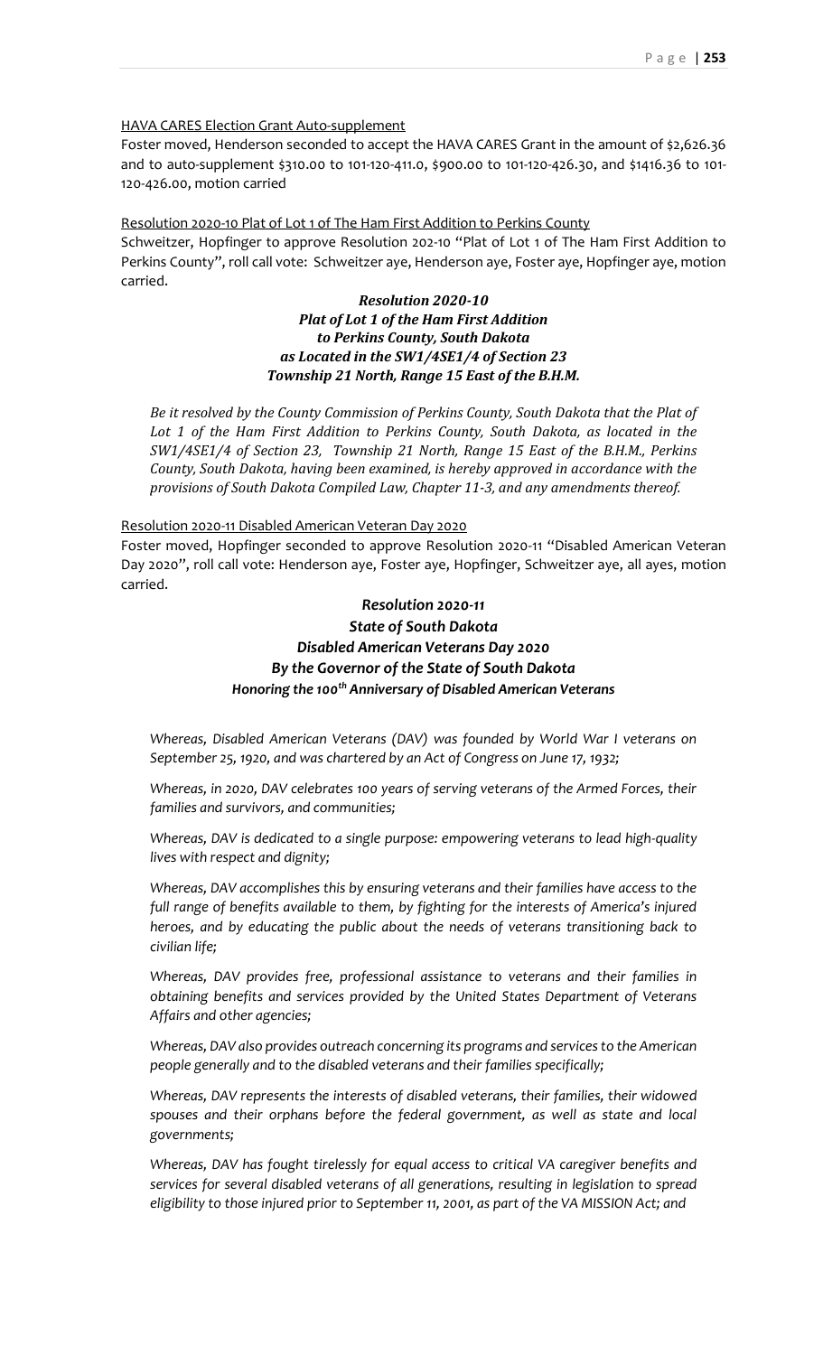HAVA CARES Election Grant Auto-supplement

Foster moved, Henderson seconded to accept the HAVA CARES Grant in the amount of $2,626.36 and to auto-supplement $310.00 to 101-120-411.0, $900.00 to 101-120-426.30, and $1416.36 to 101-120-426.00, motion carried

Resolution 2020-10 Plat of Lot 1 of The Ham First Addition to Perkins County

Schweitzer, Hopfinger to approve Resolution 202-10 "Plat of Lot 1 of The Ham First Addition to Perkins County", roll call vote: Schweitzer aye, Henderson aye, Foster aye, Hopfinger aye, motion carried.

***Resolution 2020-10***
***Plat of Lot 1 of the Ham First Addition***
***to Perkins County, South Dakota***
***as Located in the SW1/4SE1/4 of Section 23***
***Township 21 North, Range 15 East of the B.H.M.***

*Be it resolved by the County Commission of Perkins County, South Dakota that the Plat of Lot 1 of the Ham First Addition to Perkins County, South Dakota, as located in the SW1/4SE1/4 of Section 23, Township 21 North, Range 15 East of the B.H.M., Perkins County, South Dakota, having been examined, is hereby approved in accordance with the provisions of South Dakota Compiled Law, Chapter 11-3, and any amendments thereof.*

Resolution 2020-11 Disabled American Veteran Day 2020

Foster moved, Hopfinger seconded to approve Resolution 2020-11 "Disabled American Veteran Day 2020", roll call vote: Henderson aye, Foster aye, Hopfinger, Schweitzer aye, all ayes, motion carried.

***Resolution 2020-11***
***State of South Dakota***
***Disabled American Veterans Day 2020***
***By the Governor of the State of South Dakota***
***Honoring the 100th Anniversary of Disabled American Veterans***

*Whereas, Disabled American Veterans (DAV) was founded by World War I veterans on September 25, 1920, and was chartered by an Act of Congress on June 17, 1932;*

*Whereas, in 2020, DAV celebrates 100 years of serving veterans of the Armed Forces, their families and survivors, and communities;*

*Whereas, DAV is dedicated to a single purpose: empowering veterans to lead high-quality lives with respect and dignity;*

*Whereas, DAV accomplishes this by ensuring veterans and their families have access to the full range of benefits available to them, by fighting for the interests of America's injured heroes, and by educating the public about the needs of veterans transitioning back to civilian life;*

*Whereas, DAV provides free, professional assistance to veterans and their families in obtaining benefits and services provided by the United States Department of Veterans Affairs and other agencies;*

*Whereas, DAV also provides outreach concerning its programs and services to the American people generally and to the disabled veterans and their families specifically;*

*Whereas, DAV represents the interests of disabled veterans, their families, their widowed spouses and their orphans before the federal government, as well as state and local governments;*

*Whereas, DAV has fought tirelessly for equal access to critical VA caregiver benefits and services for several disabled veterans of all generations, resulting in legislation to spread eligibility to those injured prior to September 11, 2001, as part of the VA MISSION Act; and*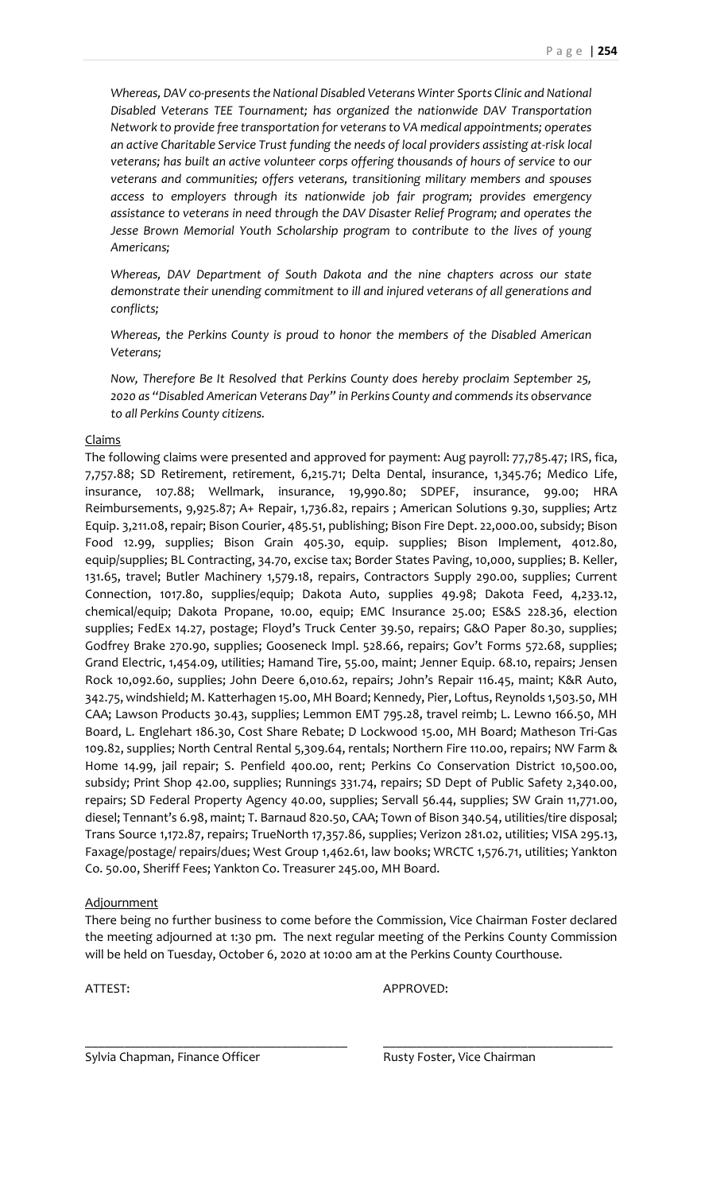*Whereas, DAV co-presents the National Disabled Veterans Winter Sports Clinic and National Disabled Veterans TEE Tournament; has organized the nationwide DAV Transportation Network to provide free transportation for veterans to VA medical appointments; operates an active Charitable Service Trust funding the needs of local providers assisting at-risk local veterans; has built an active volunteer corps offering thousands of hours of service to our veterans and communities; offers veterans, transitioning military members and spouses access to employers through its nationwide job fair program; provides emergency assistance to veterans in need through the DAV Disaster Relief Program; and operates the Jesse Brown Memorial Youth Scholarship program to contribute to the lives of young Americans;*

*Whereas, DAV Department of South Dakota and the nine chapters across our state demonstrate their unending commitment to ill and injured veterans of all generations and conflicts;*

*Whereas, the Perkins County is proud to honor the members of the Disabled American Veterans;*

*Now, Therefore Be It Resolved that Perkins County does hereby proclaim September 25, 2020 as "Disabled American Veterans Day" in Perkins County and commends its observance to all Perkins County citizens.*

Claims

The following claims were presented and approved for payment: Aug payroll: 77,785.47; IRS, fica, 7,757.88; SD Retirement, retirement, 6,215.71; Delta Dental, insurance, 1,345.76; Medico Life, insurance, 107.88; Wellmark, insurance, 19,990.80; SDPEF, insurance, 99.00; HRA Reimbursements, 9,925.87; A+ Repair, 1,736.82, repairs ; American Solutions 9.30, supplies; Artz Equip. 3,211.08, repair; Bison Courier, 485.51, publishing; Bison Fire Dept. 22,000.00, subsidy; Bison Food 12.99, supplies; Bison Grain 405.30, equip. supplies; Bison Implement, 4012.80, equip/supplies; BL Contracting, 34.70, excise tax; Border States Paving, 10,000, supplies; B. Keller, 131.65, travel; Butler Machinery 1,579.18, repairs, Contractors Supply 290.00, supplies; Current Connection, 1017.80, supplies/equip; Dakota Auto, supplies 49.98; Dakota Feed, 4,233.12, chemical/equip; Dakota Propane, 10.00, equip; EMC Insurance 25.00; ES&S 228.36, election supplies; FedEx 14.27, postage; Floyd's Truck Center 39.50, repairs; G&O Paper 80.30, supplies; Godfrey Brake 270.90, supplies; Gooseneck Impl. 528.66, repairs; Gov't Forms 572.68, supplies; Grand Electric, 1,454.09, utilities; Hamand Tire, 55.00, maint; Jenner Equip. 68.10, repairs; Jensen Rock 10,092.60, supplies; John Deere 6,010.62, repairs; John's Repair 116.45, maint; K&R Auto, 342.75, windshield; M. Katterhagen 15.00, MH Board; Kennedy, Pier, Loftus, Reynolds 1,503.50, MH CAA; Lawson Products 30.43, supplies; Lemmon EMT 795.28, travel reimb; L. Lewno 166.50, MH Board, L. Englehart 186.30, Cost Share Rebate; D Lockwood 15.00, MH Board; Matheson Tri-Gas 109.82, supplies; North Central Rental 5,309.64, rentals; Northern Fire 110.00, repairs; NW Farm & Home 14.99, jail repair; S. Penfield 400.00, rent; Perkins Co Conservation District 10,500.00, subsidy; Print Shop 42.00, supplies; Runnings 331.74, repairs; SD Dept of Public Safety 2,340.00, repairs; SD Federal Property Agency 40.00, supplies; Servall 56.44, supplies; SW Grain 11,771.00, diesel; Tennant's 6.98, maint; T. Barnaud 820.50, CAA; Town of Bison 340.54, utilities/tire disposal; Trans Source 1,172.87, repairs; TrueNorth 17,357.86, supplies; Verizon 281.02, utilities; VISA 295.13, Faxage/postage/ repairs/dues; West Group 1,462.61, law books; WRCTC 1,576.71, utilities; Yankton Co. 50.00, Sheriff Fees; Yankton Co. Treasurer 245.00, MH Board.

Adjournment

There being no further business to come before the Commission, Vice Chairman Foster declared the meeting adjourned at 1:30 pm. The next regular meeting of the Perkins County Commission will be held on Tuesday, October 6, 2020 at 10:00 am at the Perkins County Courthouse.

ATTEST: APPROVED:

Sylvia Chapman, Finance Officer Rusty Foster, Vice Chairman